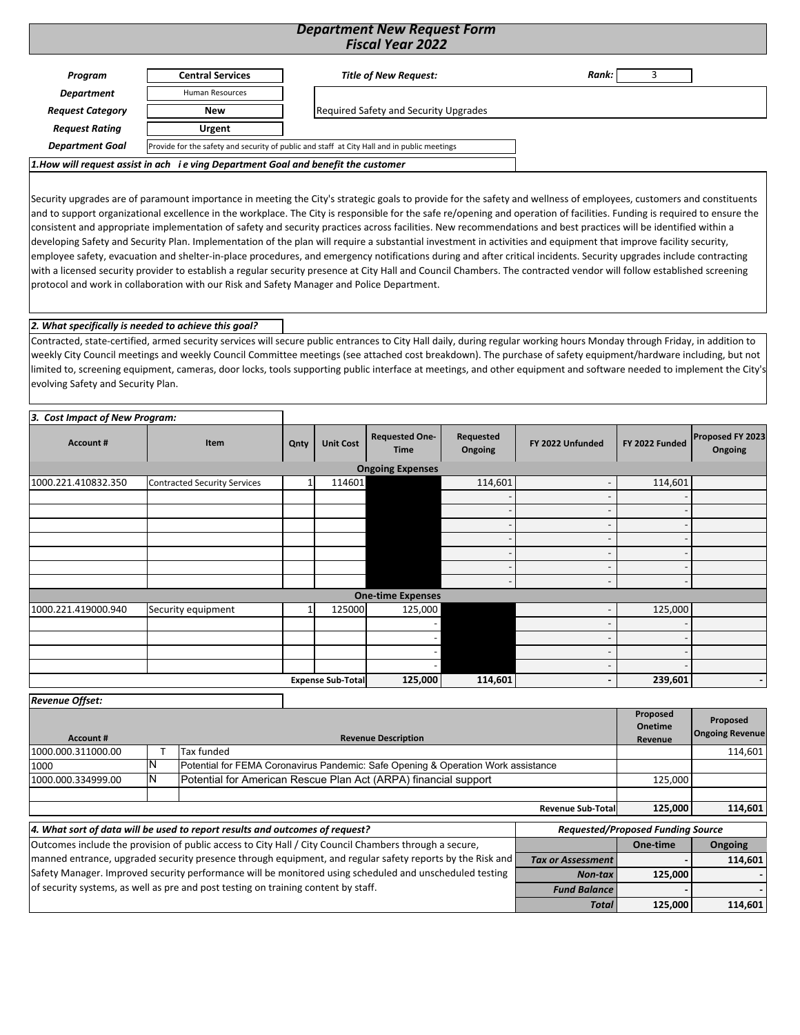# Department New Request Form
## Fiscal Year 2022

| | | | | |
|---|---|---|---|---|
| ***Program*** | **Central Services** | ***Title of New Request:*** | ***Rank:*** | 3 |
| ***Department*** | Human Resources | Required Safety and Security Upgrades | | |
| ***Request Category*** | **New** | | | |
| ***Request Rating*** | **Urgent** | | | |
| ***Department Goal*** | Provide for the safety and security of public and staff at City Hall and in public meetings | | | |

***1.How will request assist in ach i e ving Department Goal and benefit the customer***

Security upgrades are of paramount importance in meeting the City's strategic goals to provide for the safety and wellness of employees, customers and constituents and to support organizational excellence in the workplace. The City is responsible for the safe re/opening and operation of facilities. Funding is required to ensure the consistent and appropriate implementation of safety and security practices across facilities. New recommendations and best practices will be identified within a developing Safety and Security Plan. Implementation of the plan will require a substantial investment in activities and equipment that improve facility security, employee safety, evacuation and shelter-in-place procedures, and emergency notifications during and after critical incidents. Security upgrades include contracting with a licensed security provider to establish a regular security presence at City Hall and Council Chambers. The contracted vendor will follow established screening protocol and work in collaboration with our Risk and Safety Manager and Police Department.

***2. What specifically is needed to achieve this goal?***

Contracted, state-certified, armed security services will secure public entrances to City Hall daily, during regular working hours Monday through Friday, in addition to weekly City Council meetings and weekly Council Committee meetings (see attached cost breakdown). The purchase of safety equipment/hardware including, but not limited to, screening equipment, cameras, door locks, tools supporting public interface at meetings, and other equipment and software needed to implement the City's evolving Safety and Security Plan.

***3. Cost Impact of New Program:***

| Account # | Item | Qnty | Unit Cost | Requested One-Time | Requested Ongoing | FY 2022 Unfunded | FY 2022 Funded | Proposed FY 2023 Ongoing |
|---|---|---|---|---|---|---|---|---|
| **Ongoing Expenses** | | | | | | | | |
| 1000.221.410832.350 | Contracted Security Services | 1 | 114601 | | 114,601 | - | 114,601 | |
| | | | | | - | - | - | |
| | | | | | - | - | - | |
| | | | | | - | - | - | |
| | | | | | - | - | - | |
| | | | | | - | - | - | |
| | | | | | - | - | - | |
| | | | | | - | - | - | |
| **One-time Expenses** | | | | | | | | |
| 1000.221.419000.940 | Security equipment | 1 | 125000 | 125,000 | | - | 125,000 | |
| | | | | - | | - | - | |
| | | | | - | | - | - | |
| | | | | - | | - | - | |
| | | | | - | | - | - | |
| | | | **Expense Sub-Total** | **125,000** | **114,601** | **-** | **239,601** | **-** |

***Revenue Offset:***

| Account # | | Revenue Description | Proposed Onetime Revenue | Proposed Ongoing Revenue |
|---|---|---|---|---|
| 1000.000.311000.00 | T | Tax funded | | 114,601 |
| 1000 | N | Potential for FEMA Coronavirus Pandemic: Safe Opening & Operation Work assistance | | |
| 1000.000.334999.00 | N | Potential for American Rescue Plan Act (ARPA) financial support | 125,000 | |
| | | | | |
| | | **Revenue Sub-Total** | **125,000** | **114,601** |

***4. What sort of data will be used to report results and outcomes of request?***

Outcomes include the provision of public access to City Hall / City Council Chambers through a secure, manned entrance, upgraded security presence through equipment, and regular safety reports by the Risk and Safety Manager. Improved security performance will be monitored using scheduled and unscheduled testing of security systems, as well as pre and post testing on training content by staff.

***Requested/Proposed Funding Source***

| | One-time | Ongoing |
|---|---|---|
| ***Tax or Assessment*** | - | 114,601 |
| ***Non-tax*** | 125,000 | - |
| ***Fund Balance*** | - | - |
| ***Total*** | **125,000** | **114,601** |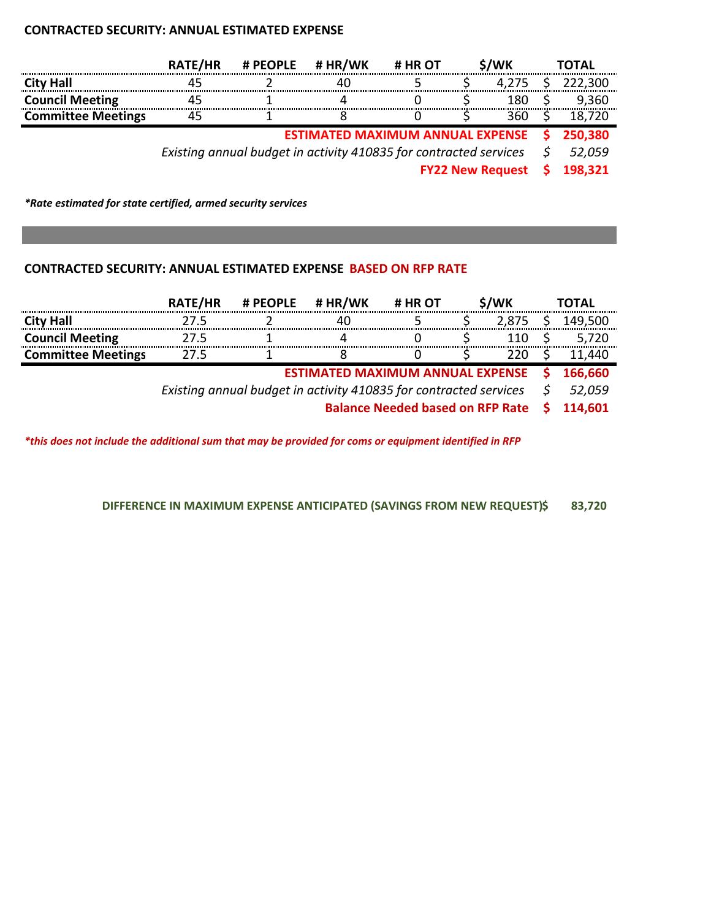**CONTRACTED SECURITY: ANNUAL ESTIMATED EXPENSE**

| | RATE/HR | # PEOPLE | # HR/WK | # HR OT | $/WK | TOTAL |
|---|---|---|---|---|---|---|
| **City Hall** | 45 | 2 | 40 | 5 | $ 4,275 | $ 222,300 |
| **Council Meeting** | 45 | 1 | 4 | 0 | $ 180 | $ 9,360 |
| **Committee Meetings** | 45 | 1 | 8 | 0 | $ 360 | $ 18,720 |
| | | | | | **ESTIMATED MAXIMUM ANNUAL EXPENSE** | **$ 250,380** |
| | | | | | *Existing annual budget in activity 410835 for contracted services* | *$ 52,059* |
| | | | | | **FY22 New Request** | **$ 198,321** |

***Rate estimated for state certified, armed security services**

**CONTRACTED SECURITY: ANNUAL ESTIMATED EXPENSE BASED ON RFP RATE**

| | RATE/HR | # PEOPLE | # HR/WK | # HR OT | $/WK | TOTAL |
|---|---|---|---|---|---|---|
| **City Hall** | 27.5 | 2 | 40 | 5 | $ 2,875 | $ 149,500 |
| **Council Meeting** | 27.5 | 1 | 4 | 0 | $ 110 | $ 5,720 |
| **Committee Meetings** | 27.5 | 1 | 8 | 0 | $ 220 | $ 11,440 |
| | | | | | **ESTIMATED MAXIMUM ANNUAL EXPENSE** | **$ 166,660** |
| | | | | | *Existing annual budget in activity 410835 for contracted services* | *$ 52,059* |
| | | | | | **Balance Needed based on RFP Rate** | **$ 114,601** |

***this does not include the additional sum that may be provided for coms or equipment identified in RFP**

**DIFFERENCE IN MAXIMUM EXPENSE ANTICIPATED (SAVINGS FROM NEW REQUEST) $ 83,720**